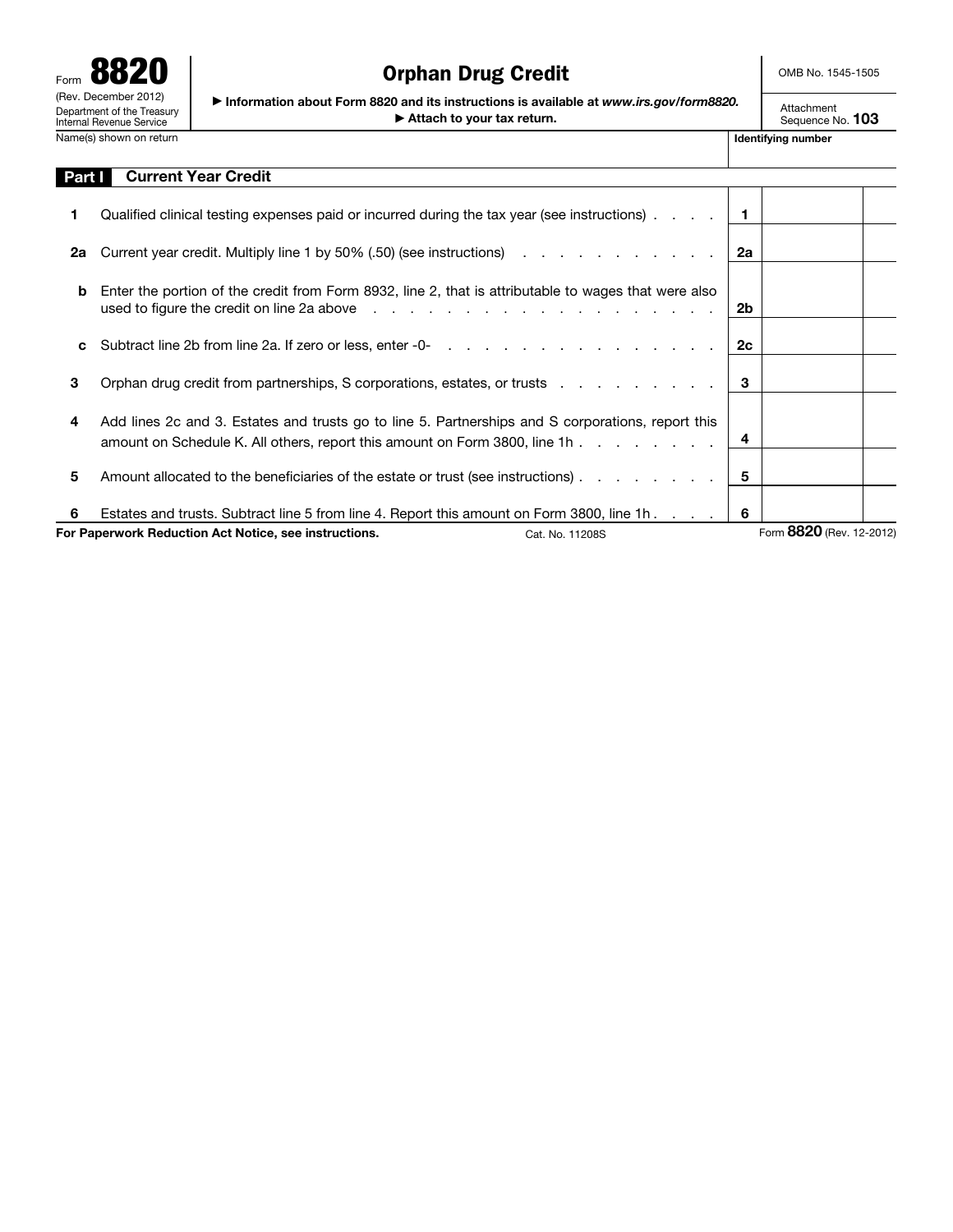Form **8820**
(Rev. December 2012)
Department of the Treasury
Internal Revenue Service

# Orphan Drug Credit

▶ Information about Form 8820 and its instructions is available at *www.irs.gov/form8820.*
▶ Attach to your tax return.

OMB No. 1545-1505

Attachment Sequence No. **103**

Name(s) shown on return | **Identifying number**

## Part I Current Year Credit

| | | | | |
|---|---|---|---|---|
| **1** | Qualified clinical testing expenses paid or incurred during the tax year (see instructions) . . . . | **1** | | |
| **2a** | Current year credit. Multiply line 1 by 50% (.50) (see instructions) . . . . . . . . . . . . | **2a** | | |
| **b** | Enter the portion of the credit from Form 8932, line 2, that is attributable to wages that were also used to figure the credit on line 2a above . . . . . . . . . . . . . . . . . . . . . | **2b** | | |
| **c** | Subtract line 2b from line 2a. If zero or less, enter -0- . . . . . . . . . . . . . . . . | **2c** | | |
| **3** | Orphan drug credit from partnerships, S corporations, estates, or trusts . . . . . . . . . . | **3** | | |
| **4** | Add lines 2c and 3. Estates and trusts go to line 5. Partnerships and S corporations, report this amount on Schedule K. All others, report this amount on Form 3800, line 1h . . . . . . . . . | **4** | | |
| **5** | Amount allocated to the beneficiaries of the estate or trust (see instructions) . . . . . . . . . | **5** | | |
| **6** | Estates and trusts. Subtract line 5 from line 4. Report this amount on Form 3800, line 1h . . . . | **6** | | |

**For Paperwork Reduction Act Notice, see instructions.** Cat. No. 11208S Form **8820** (Rev. 12-2012)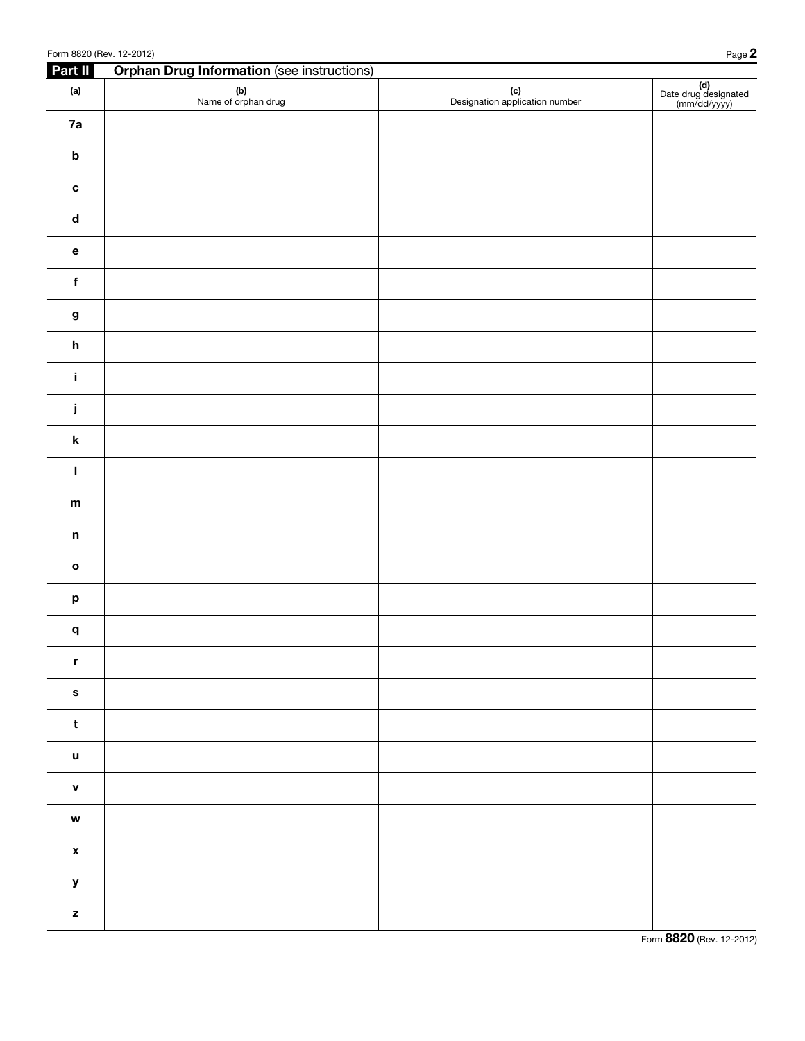## Part II Orphan Drug Information (see instructions)

| (a) | (b) Name of orphan drug | (c) Designation application number | (d) Date drug designated (mm/dd/yyyy) |
|---|---|---|---|
| 7a | | | |
| b | | | |
| c | | | |
| d | | | |
| e | | | |
| f | | | |
| g | | | |
| h | | | |
| i | | | |
| j | | | |
| k | | | |
| l | | | |
| m | | | |
| n | | | |
| o | | | |
| p | | | |
| q | | | |
| r | | | |
| s | | | |
| t | | | |
| u | | | |
| v | | | |
| w | | | |
| x | | | |
| y | | | |
| z | | | |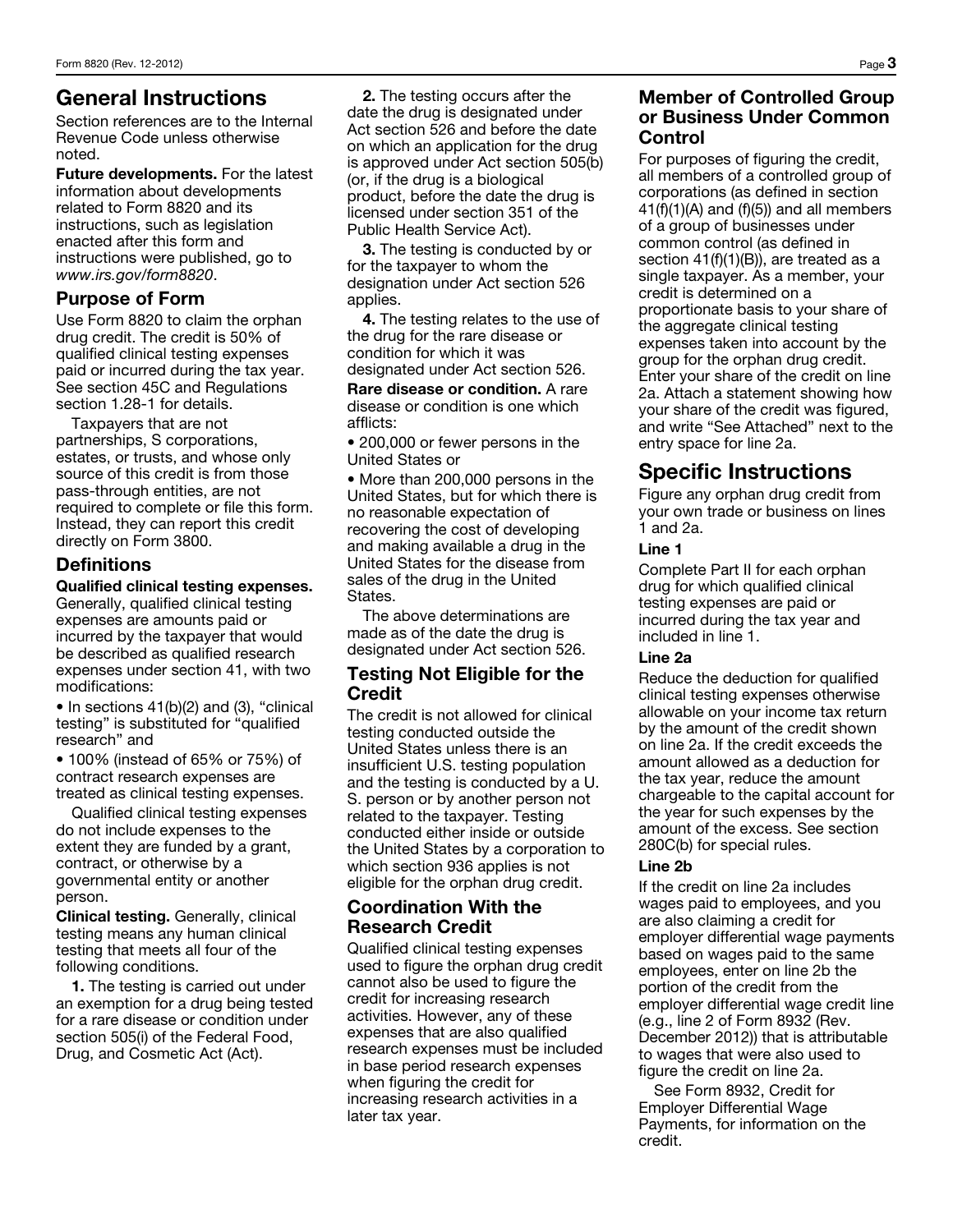# General Instructions

Section references are to the Internal Revenue Code unless otherwise noted.

**Future developments.** For the latest information about developments related to Form 8820 and its instructions, such as legislation enacted after this form and instructions were published, go to *www.irs.gov/form8820*.

## Purpose of Form

Use Form 8820 to claim the orphan drug credit. The credit is 50% of qualified clinical testing expenses paid or incurred during the tax year. See section 45C and Regulations section 1.28-1 for details.

Taxpayers that are not partnerships, S corporations, estates, or trusts, and whose only source of this credit is from those pass-through entities, are not required to complete or file this form. Instead, they can report this credit directly on Form 3800.

## Definitions

**Qualified clinical testing expenses.** Generally, qualified clinical testing expenses are amounts paid or incurred by the taxpayer that would be described as qualified research expenses under section 41, with two modifications:

- In sections 41(b)(2) and (3), "clinical testing" is substituted for "qualified research" and
- 100% (instead of 65% or 75%) of contract research expenses are treated as clinical testing expenses.

Qualified clinical testing expenses do not include expenses to the extent they are funded by a grant, contract, or otherwise by a governmental entity or another person.

**Clinical testing.** Generally, clinical testing means any human clinical testing that meets all four of the following conditions.

**1.** The testing is carried out under an exemption for a drug being tested for a rare disease or condition under section 505(i) of the Federal Food, Drug, and Cosmetic Act (Act).

**2.** The testing occurs after the date the drug is designated under Act section 526 and before the date on which an application for the drug is approved under Act section 505(b) (or, if the drug is a biological product, before the date the drug is licensed under section 351 of the Public Health Service Act).

**3.** The testing is conducted by or for the taxpayer to whom the designation under Act section 526 applies.

**4.** The testing relates to the use of the drug for the rare disease or condition for which it was designated under Act section 526.

**Rare disease or condition.** A rare disease or condition is one which afflicts:

- 200,000 or fewer persons in the United States or
- More than 200,000 persons in the United States, but for which there is no reasonable expectation of recovering the cost of developing and making available a drug in the United States for the disease from sales of the drug in the United States.

The above determinations are made as of the date the drug is designated under Act section 526.

## Testing Not Eligible for the Credit

The credit is not allowed for clinical testing conducted outside the United States unless there is an insufficient U.S. testing population and the testing is conducted by a U. S. person or by another person not related to the taxpayer. Testing conducted either inside or outside the United States by a corporation to which section 936 applies is not eligible for the orphan drug credit.

## Coordination With the Research Credit

Qualified clinical testing expenses used to figure the orphan drug credit cannot also be used to figure the credit for increasing research activities. However, any of these expenses that are also qualified research expenses must be included in base period research expenses when figuring the credit for increasing research activities in a later tax year.

## Member of Controlled Group or Business Under Common Control

For purposes of figuring the credit, all members of a controlled group of corporations (as defined in section 41(f)(1)(A) and (f)(5)) and all members of a group of businesses under common control (as defined in section 41(f)(1)(B)), are treated as a single taxpayer. As a member, your credit is determined on a proportionate basis to your share of the aggregate clinical testing expenses taken into account by the group for the orphan drug credit. Enter your share of the credit on line 2a. Attach a statement showing how your share of the credit was figured, and write "See Attached" next to the entry space for line 2a.

# Specific Instructions

Figure any orphan drug credit from your own trade or business on lines 1 and 2a.

### Line 1

Complete Part II for each orphan drug for which qualified clinical testing expenses are paid or incurred during the tax year and included in line 1.

### Line 2a

Reduce the deduction for qualified clinical testing expenses otherwise allowable on your income tax return by the amount of the credit shown on line 2a. If the credit exceeds the amount allowed as a deduction for the tax year, reduce the amount chargeable to the capital account for the year for such expenses by the amount of the excess. See section 280C(b) for special rules.

### Line 2b

If the credit on line 2a includes wages paid to employees, and you are also claiming a credit for employer differential wage payments based on wages paid to the same employees, enter on line 2b the portion of the credit from the employer differential wage credit line (e.g., line 2 of Form 8932 (Rev. December 2012)) that is attributable to wages that were also used to figure the credit on line 2a.

See Form 8932, Credit for Employer Differential Wage Payments, for information on the credit.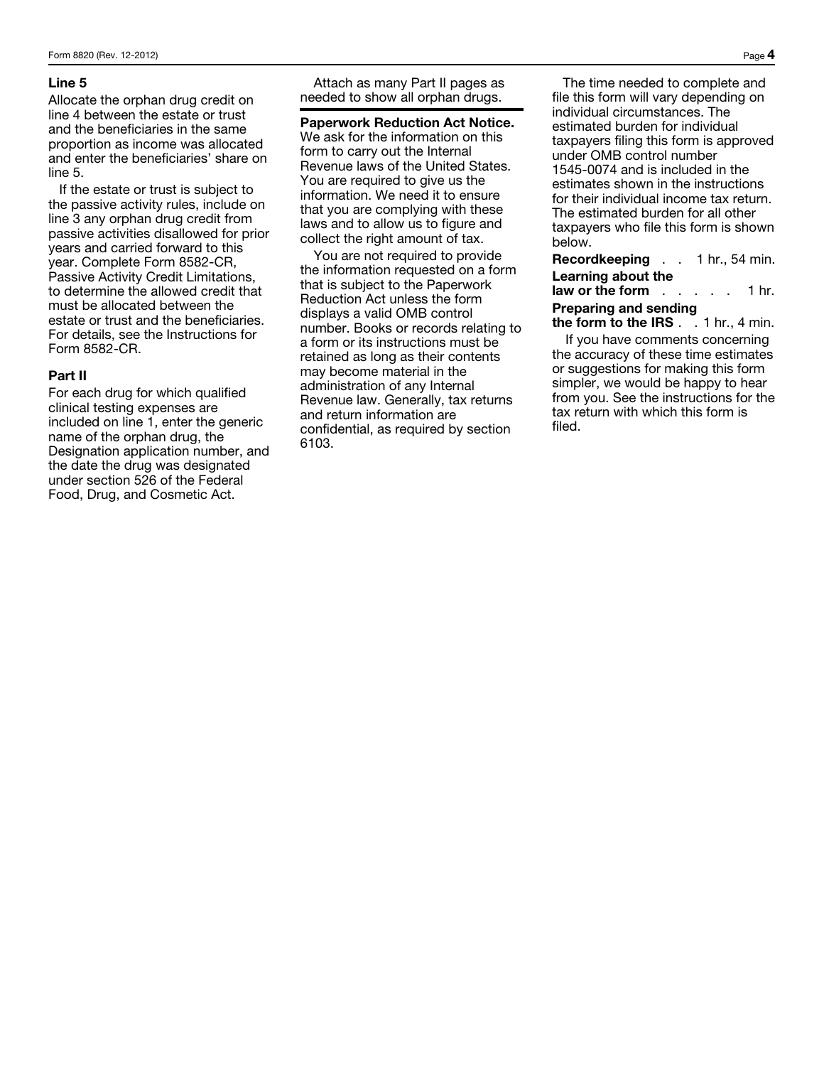### Line 5

Allocate the orphan drug credit on line 4 between the estate or trust and the beneficiaries in the same proportion as income was allocated and enter the beneficiaries' share on line 5.

If the estate or trust is subject to the passive activity rules, include on line 3 any orphan drug credit from passive activities disallowed for prior years and carried forward to this year. Complete Form 8582-CR, Passive Activity Credit Limitations, to determine the allowed credit that must be allocated between the estate or trust and the beneficiaries. For details, see the Instructions for Form 8582-CR.

### Part II

For each drug for which qualified clinical testing expenses are included on line 1, enter the generic name of the orphan drug, the Designation application number, and the date the drug was designated under section 526 of the Federal Food, Drug, and Cosmetic Act.

Attach as many Part II pages as needed to show all orphan drugs.

**Paperwork Reduction Act Notice.** We ask for the information on this form to carry out the Internal Revenue laws of the United States. You are required to give us the information. We need it to ensure that you are complying with these laws and to allow us to figure and collect the right amount of tax.

You are not required to provide the information requested on a form that is subject to the Paperwork Reduction Act unless the form displays a valid OMB control number. Books or records relating to a form or its instructions must be retained as long as their contents may become material in the administration of any Internal Revenue law. Generally, tax returns and return information are confidential, as required by section 6103.

The time needed to complete and file this form will vary depending on individual circumstances. The estimated burden for individual taxpayers filing this form is approved under OMB control number 1545-0074 and is included in the estimates shown in the instructions for their individual income tax return. The estimated burden for all other taxpayers who file this form is shown below.

**Recordkeeping** . . 1 hr., 54 min.

**Learning about the law or the form** . . . . . 1 hr.

**Preparing and sending the form to the IRS** . . 1 hr., 4 min.

If you have comments concerning the accuracy of these time estimates or suggestions for making this form simpler, we would be happy to hear from you. See the instructions for the tax return with which this form is filed.